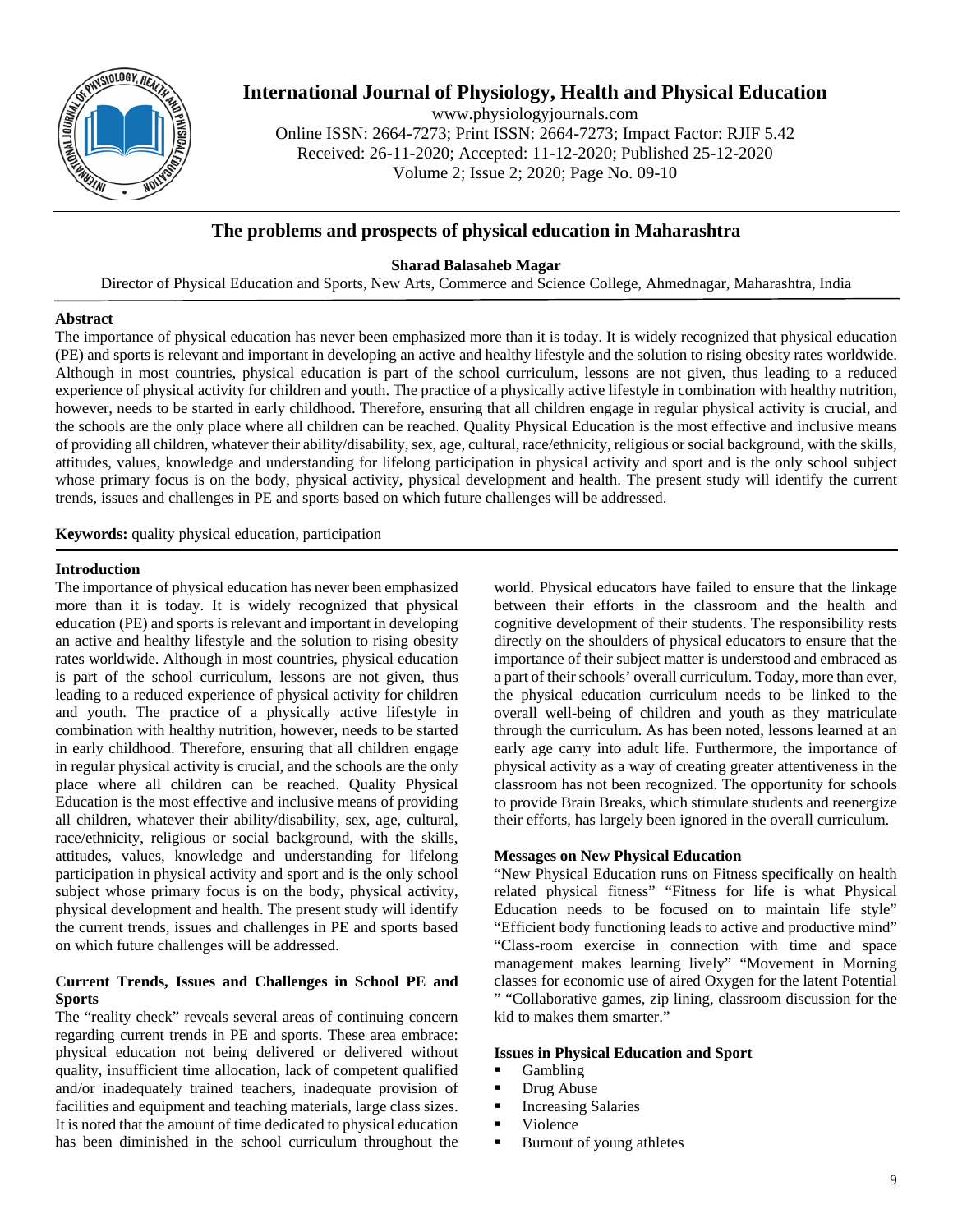# International Journal of Physiology, Health and Physical Education

www.physiologyjournals.com
Online ISSN: 2664-7273; Print ISSN: 2664-7273; Impact Factor: RJIF 5.42
Received: 26-11-2020; Accepted: 11-12-2020; Published 25-12-2020
Volume 2; Issue 2; 2020; Page No. 09-10

## The problems and prospects of physical education in Maharashtra

**Sharad Balasaheb Magar**

Director of Physical Education and Sports, New Arts, Commerce and Science College, Ahmednagar, Maharashtra, India

### Abstract

The importance of physical education has never been emphasized more than it is today. It is widely recognized that physical education (PE) and sports is relevant and important in developing an active and healthy lifestyle and the solution to rising obesity rates worldwide. Although in most countries, physical education is part of the school curriculum, lessons are not given, thus leading to a reduced experience of physical activity for children and youth. The practice of a physically active lifestyle in combination with healthy nutrition, however, needs to be started in early childhood. Therefore, ensuring that all children engage in regular physical activity is crucial, and the schools are the only place where all children can be reached. Quality Physical Education is the most effective and inclusive means of providing all children, whatever their ability/disability, sex, age, cultural, race/ethnicity, religious or social background, with the skills, attitudes, values, knowledge and understanding for lifelong participation in physical activity and sport and is the only school subject whose primary focus is on the body, physical activity, physical development and health. The present study will identify the current trends, issues and challenges in PE and sports based on which future challenges will be addressed.

**Keywords:** quality physical education, participation

### Introduction

The importance of physical education has never been emphasized more than it is today. It is widely recognized that physical education (PE) and sports is relevant and important in developing an active and healthy lifestyle and the solution to rising obesity rates worldwide. Although in most countries, physical education is part of the school curriculum, lessons are not given, thus leading to a reduced experience of physical activity for children and youth. The practice of a physically active lifestyle in combination with healthy nutrition, however, needs to be started in early childhood. Therefore, ensuring that all children engage in regular physical activity is crucial, and the schools are the only place where all children can be reached. Quality Physical Education is the most effective and inclusive means of providing all children, whatever their ability/disability, sex, age, cultural, race/ethnicity, religious or social background, with the skills, attitudes, values, knowledge and understanding for lifelong participation in physical activity and sport and is the only school subject whose primary focus is on the body, physical activity, physical development and health. The present study will identify the current trends, issues and challenges in PE and sports based on which future challenges will be addressed.

### Current Trends, Issues and Challenges in School PE and Sports

The "reality check" reveals several areas of continuing concern regarding current trends in PE and sports. These area embrace: physical education not being delivered or delivered without quality, insufficient time allocation, lack of competent qualified and/or inadequately trained teachers, inadequate provision of facilities and equipment and teaching materials, large class sizes. It is noted that the amount of time dedicated to physical education has been diminished in the school curriculum throughout the world. Physical educators have failed to ensure that the linkage between their efforts in the classroom and the health and cognitive development of their students. The responsibility rests directly on the shoulders of physical educators to ensure that the importance of their subject matter is understood and embraced as a part of their schools' overall curriculum. Today, more than ever, the physical education curriculum needs to be linked to the overall well-being of children and youth as they matriculate through the curriculum. As has been noted, lessons learned at an early age carry into adult life. Furthermore, the importance of physical activity as a way of creating greater attentiveness in the classroom has not been recognized. The opportunity for schools to provide Brain Breaks, which stimulate students and reenergize their efforts, has largely been ignored in the overall curriculum.

### Messages on New Physical Education

"New Physical Education runs on Fitness specifically on health related physical fitness" "Fitness for life is what Physical Education needs to be focused on to maintain life style" "Efficient body functioning leads to active and productive mind" "Class-room exercise in connection with time and space management makes learning lively" "Movement in Morning classes for economic use of aired Oxygen for the latent Potential " "Collaborative games, zip lining, classroom discussion for the kid to makes them smarter."

### Issues in Physical Education and Sport

- Gambling
- Drug Abuse
- Increasing Salaries
- Violence
- Burnout of young athletes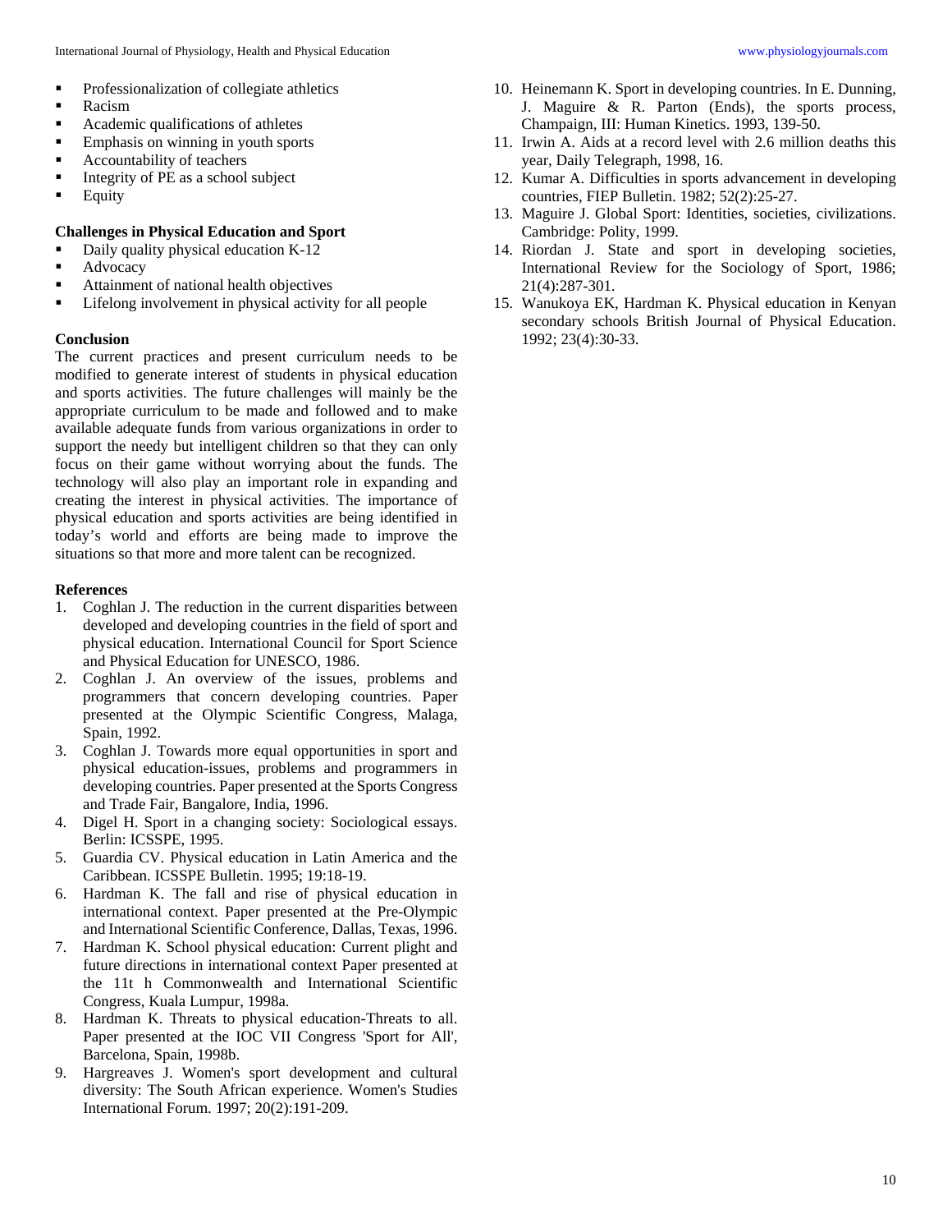- Professionalization of collegiate athletics
- Racism
- Academic qualifications of athletes
- Emphasis on winning in youth sports
- Accountability of teachers
- Integrity of PE as a school subject
- Equity

**Challenges in Physical Education and Sport**

- Daily quality physical education K-12
- Advocacy
- Attainment of national health objectives
- Lifelong involvement in physical activity for all people

**Conclusion**

The current practices and present curriculum needs to be modified to generate interest of students in physical education and sports activities. The future challenges will mainly be the appropriate curriculum to be made and followed and to make available adequate funds from various organizations in order to support the needy but intelligent children so that they can only focus on their game without worrying about the funds. The technology will also play an important role in expanding and creating the interest in physical activities. The importance of physical education and sports activities are being identified in today's world and efforts are being made to improve the situations so that more and more talent can be recognized.

**References**

1. Coghlan J. The reduction in the current disparities between developed and developing countries in the field of sport and physical education. International Council for Sport Science and Physical Education for UNESCO, 1986.
2. Coghlan J. An overview of the issues, problems and programmers that concern developing countries. Paper presented at the Olympic Scientific Congress, Malaga, Spain, 1992.
3. Coghlan J. Towards more equal opportunities in sport and physical education-issues, problems and programmers in developing countries. Paper presented at the Sports Congress and Trade Fair, Bangalore, India, 1996.
4. Digel H. Sport in a changing society: Sociological essays. Berlin: ICSSPE, 1995.
5. Guardia CV. Physical education in Latin America and the Caribbean. ICSSPE Bulletin. 1995; 19:18-19.
6. Hardman K. The fall and rise of physical education in international context. Paper presented at the Pre-Olympic and International Scientific Conference, Dallas, Texas, 1996.
7. Hardman K. School physical education: Current plight and future directions in international context Paper presented at the 11t h Commonwealth and International Scientific Congress, Kuala Lumpur, 1998a.
8. Hardman K. Threats to physical education-Threats to all. Paper presented at the IOC VII Congress 'Sport for All', Barcelona, Spain, 1998b.
9. Hargreaves J. Women's sport development and cultural diversity: The South African experience. Women's Studies International Forum. 1997; 20(2):191-209.
10. Heinemann K. Sport in developing countries. In E. Dunning, J. Maguire & R. Parton (Ends), the sports process, Champaign, III: Human Kinetics. 1993, 139-50.
11. Irwin A. Aids at a record level with 2.6 million deaths this year, Daily Telegraph, 1998, 16.
12. Kumar A. Difficulties in sports advancement in developing countries, FIEP Bulletin. 1982; 52(2):25-27.
13. Maguire J. Global Sport: Identities, societies, civilizations. Cambridge: Polity, 1999.
14. Riordan J. State and sport in developing societies, International Review for the Sociology of Sport, 1986; 21(4):287-301.
15. Wanukoya EK, Hardman K. Physical education in Kenyan secondary schools British Journal of Physical Education. 1992; 23(4):30-33.